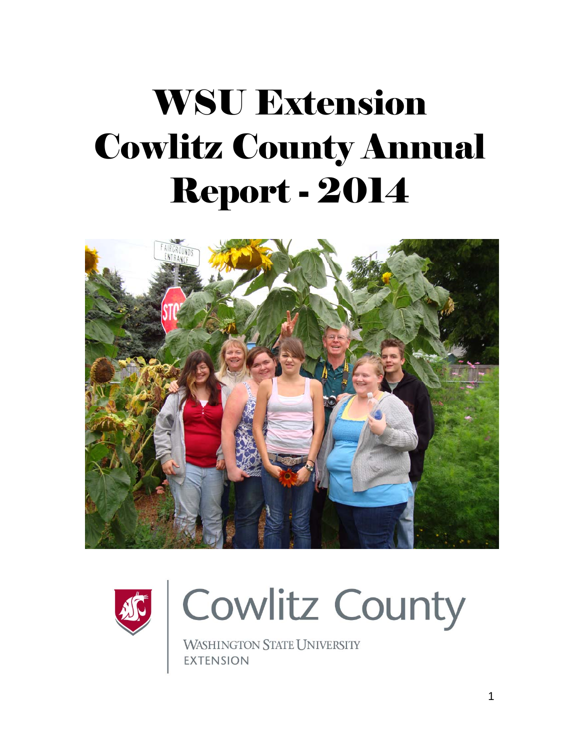# WSU Extension Cowlitz County Annual Report - 2014

Cowlitz County

WASHINGTON STATE UNIVERSITY EXTENSION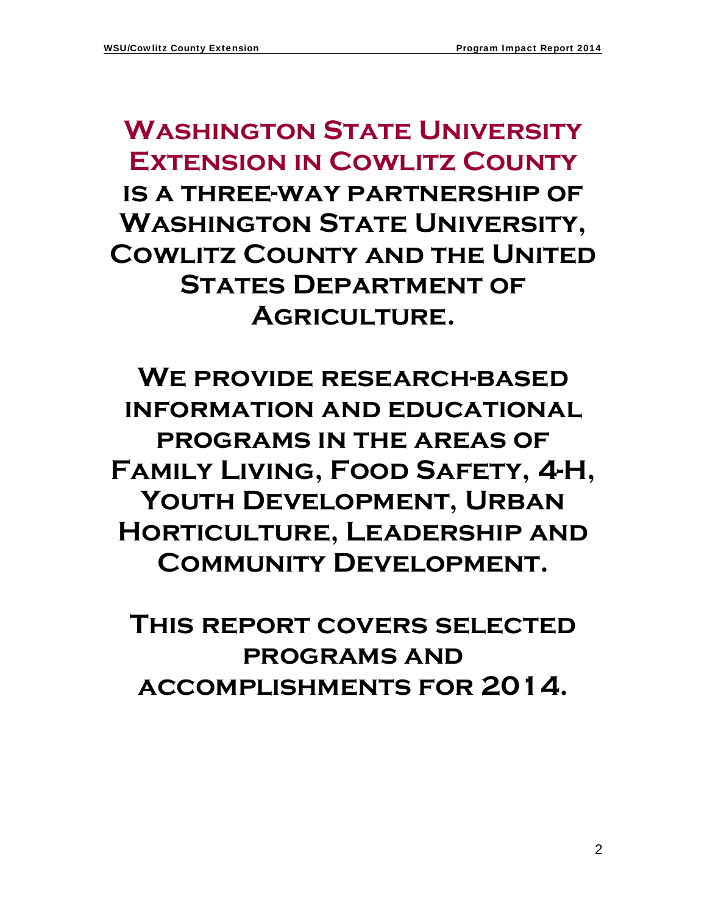**Washington State University Extension in Cowlitz County is a three-way partnership of Washington State University, Cowlitz County and the United States Department of Agriculture.**

**We provide research-based information and educational programs in the areas of Family Living, Food Safety, 4-H, Youth Development, Urban Horticulture, Leadership and Community Development.**

**This report covers selected programs and accomplishments for 2014.**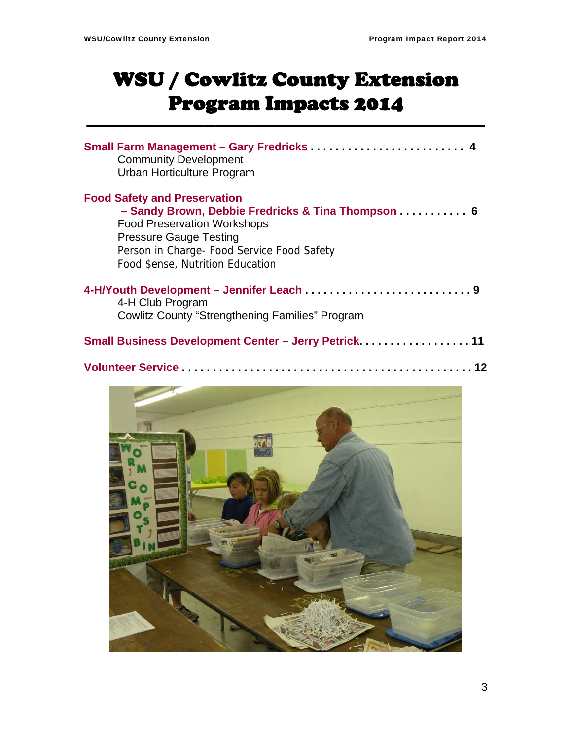# WSU / Cowlitz County Extension Program Impacts 2014

**Small Farm Management – Gary Fredricks . . . . . . . . . . . . . . . . . . . . . . . . . 4**
- Community Development
- Urban Horticulture Program

**Food Safety and Preservation – Sandy Brown, Debbie Fredricks & Tina Thompson . . . . . . . . . . . 6**
- Food Preservation Workshops
- Pressure Gauge Testing
- Person in Charge- Food Service Food Safety
- Food $ense, Nutrition Education

**4-H/Youth Development – Jennifer Leach . . . . . . . . . . . . . . . . . . . . . . . . . . . 9**
- 4-H Club Program
- Cowlitz County "Strengthening Families" Program

**Small Business Development Center – Jerry Petrick. . . . . . . . . . . . . . . . . . 11**

**Volunteer Service . . . . . . . . . . . . . . . . . . . . . . . . . . . . . . . . . . . . . . . . . . . . . . 12**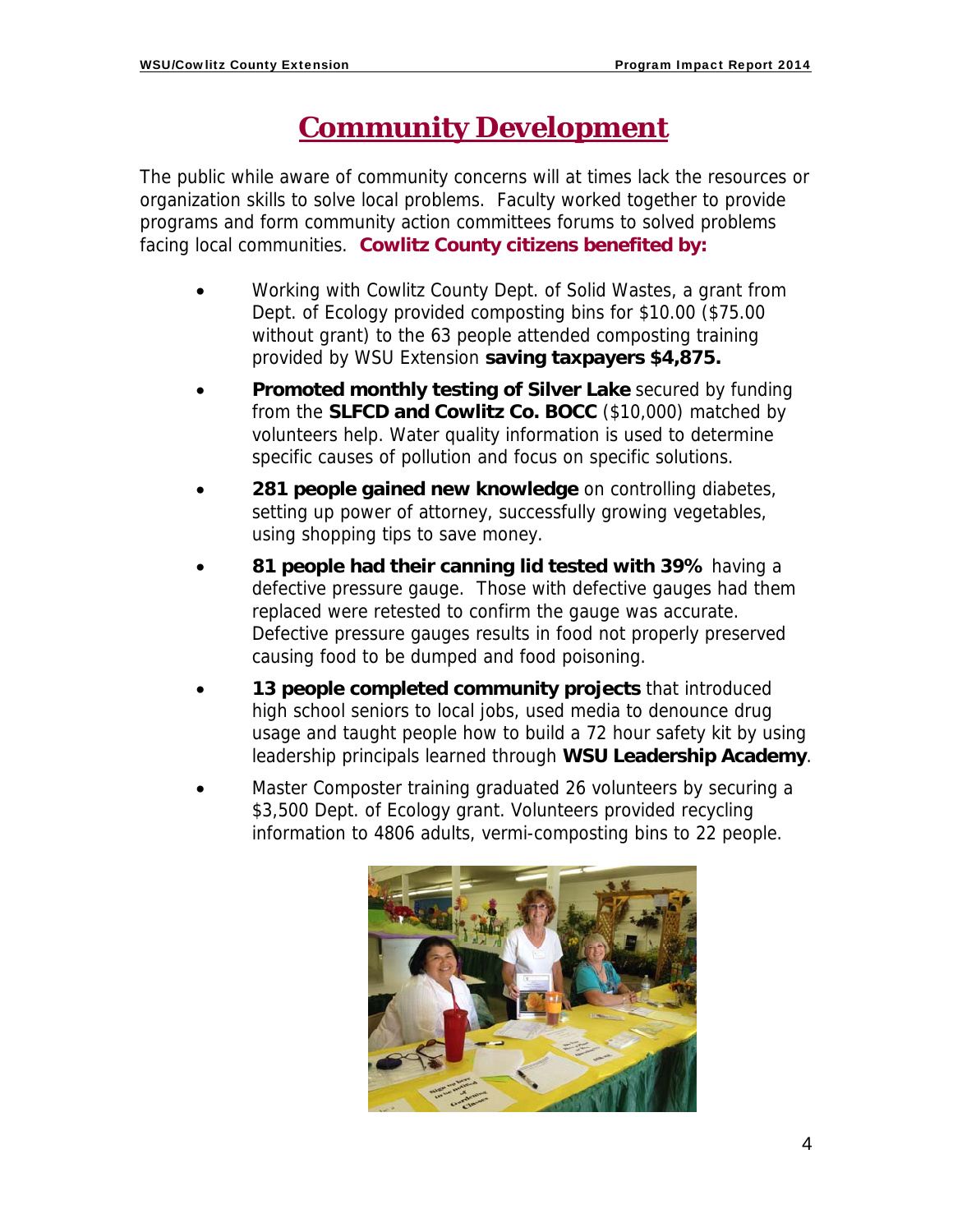# Community Development

The public while aware of community concerns will at times lack the resources or organization skills to solve local problems. Faculty worked together to provide programs and form community action committees forums to solved problems facing local communities. **Cowlitz County citizens benefited by:**

- Working with Cowlitz County Dept. of Solid Wastes, a grant from Dept. of Ecology provided composting bins for $10.00 ($75.00 without grant) to the 63 people attended composting training provided by WSU Extension **saving taxpayers $4,875.**
- **Promoted monthly testing of Silver Lake** secured by funding from the **SLFCD and Cowlitz Co. BOCC** ($10,000) matched by volunteers help. Water quality information is used to determine specific causes of pollution and focus on specific solutions.
- **281 people gained new knowledge** on controlling diabetes, setting up power of attorney, successfully growing vegetables, using shopping tips to save money.
- **81 people had their canning lid tested with 39%** having a defective pressure gauge. Those with defective gauges had them replaced were retested to confirm the gauge was accurate. Defective pressure gauges results in food not properly preserved causing food to be dumped and food poisoning.
- **13 people completed community projects** that introduced high school seniors to local jobs, used media to denounce drug usage and taught people how to build a 72 hour safety kit by using leadership principals learned through **WSU Leadership Academy**.
- Master Composter training graduated 26 volunteers by securing a $3,500 Dept. of Ecology grant. Volunteers provided recycling information to 4806 adults, vermi-composting bins to 22 people.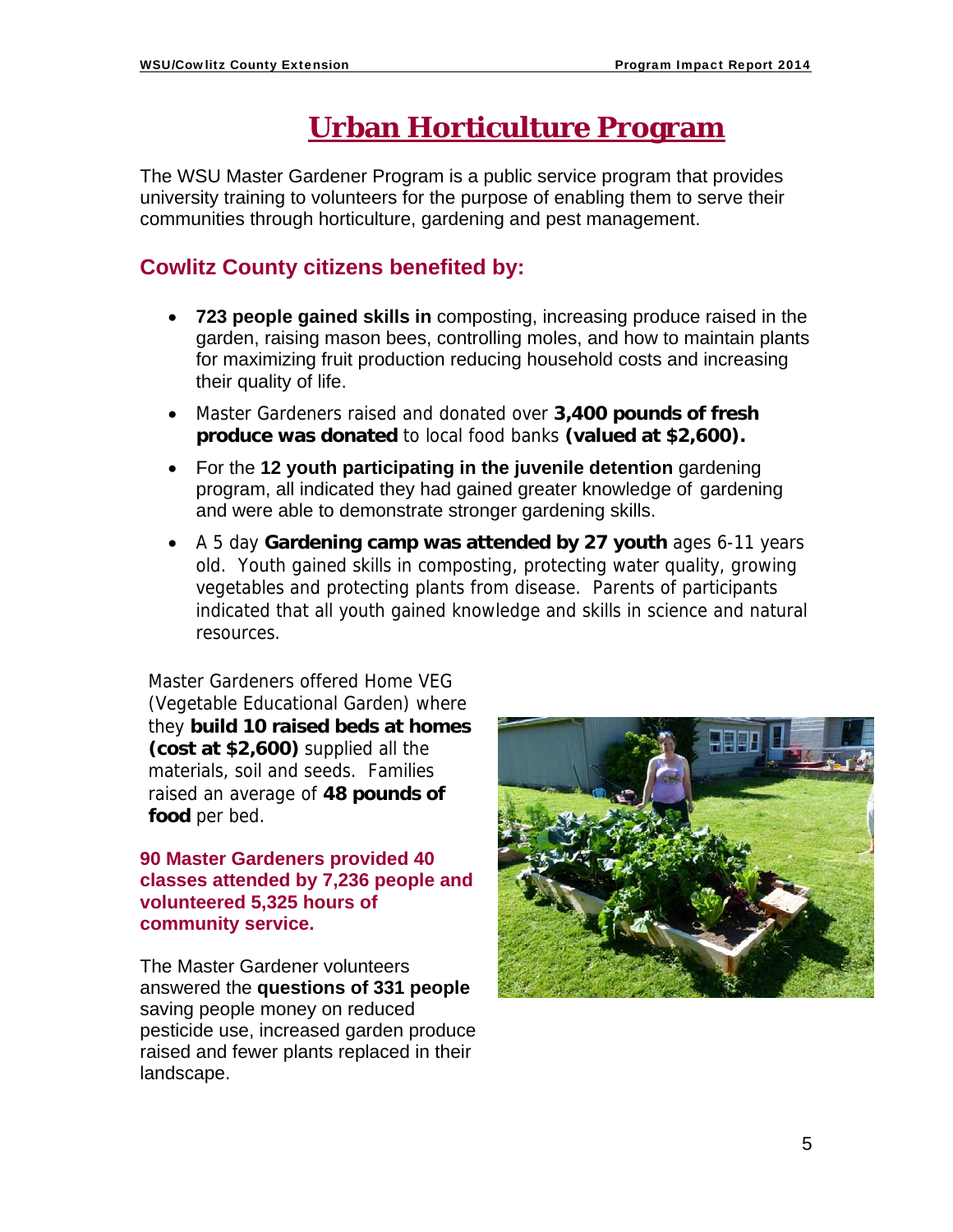# Urban Horticulture Program

The WSU Master Gardener Program is a public service program that provides university training to volunteers for the purpose of enabling them to serve their communities through horticulture, gardening and pest management.

## Cowlitz County citizens benefited by:

- **723 people gained skills in** composting, increasing produce raised in the garden, raising mason bees, controlling moles, and how to maintain plants for maximizing fruit production reducing household costs and increasing their quality of life.
- Master Gardeners raised and donated over **3,400 pounds of fresh produce was donated** to local food banks **(valued at $2,600).**
- For the **12 youth participating in the juvenile detention** gardening program, all indicated they had gained greater knowledge of gardening and were able to demonstrate stronger gardening skills.
- A 5 day **Gardening camp was attended by 27 youth** ages 6-11 years old. Youth gained skills in composting, protecting water quality, growing vegetables and protecting plants from disease. Parents of participants indicated that all youth gained knowledge and skills in science and natural resources.

Master Gardeners offered Home VEG (Vegetable Educational Garden) where they **build 10 raised beds at homes (cost at $2,600)** supplied all the materials, soil and seeds. Families raised an average of **48 pounds of food** per bed.

**90 Master Gardeners provided 40 classes attended by 7,236 people and volunteered 5,325 hours of community service.**

The Master Gardener volunteers answered the **questions of 331 people** saving people money on reduced pesticide use, increased garden produce raised and fewer plants replaced in their landscape.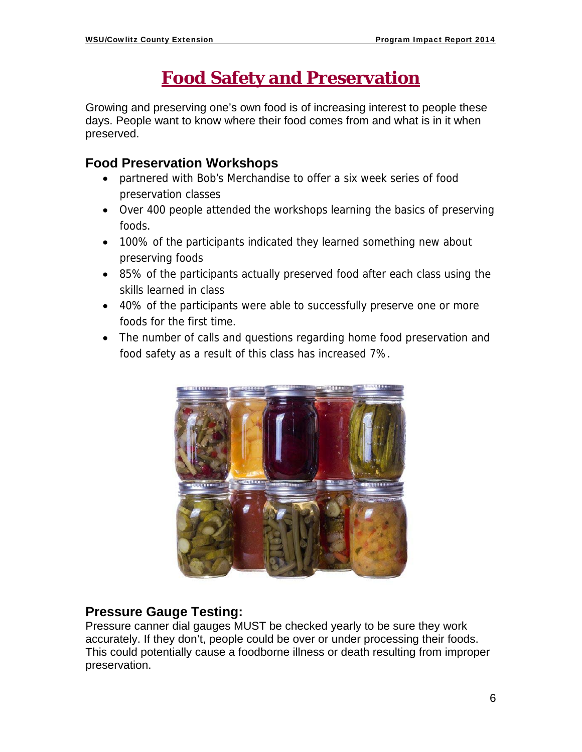# Food Safety and Preservation

Growing and preserving one's own food is of increasing interest to people these days. People want to know where their food comes from and what is in it when preserved.

## Food Preservation Workshops

- partnered with Bob's Merchandise to offer a six week series of food preservation classes
- Over 400 people attended the workshops learning the basics of preserving foods.
- 100% of the participants indicated they learned something new about preserving foods
- 85% of the participants actually preserved food after each class using the skills learned in class
- 40% of the participants were able to successfully preserve one or more foods for the first time.
- The number of calls and questions regarding home food preservation and food safety as a result of this class has increased 7%.

## Pressure Gauge Testing:

Pressure canner dial gauges MUST be checked yearly to be sure they work accurately. If they don't, people could be over or under processing their foods. This could potentially cause a foodborne illness or death resulting from improper preservation.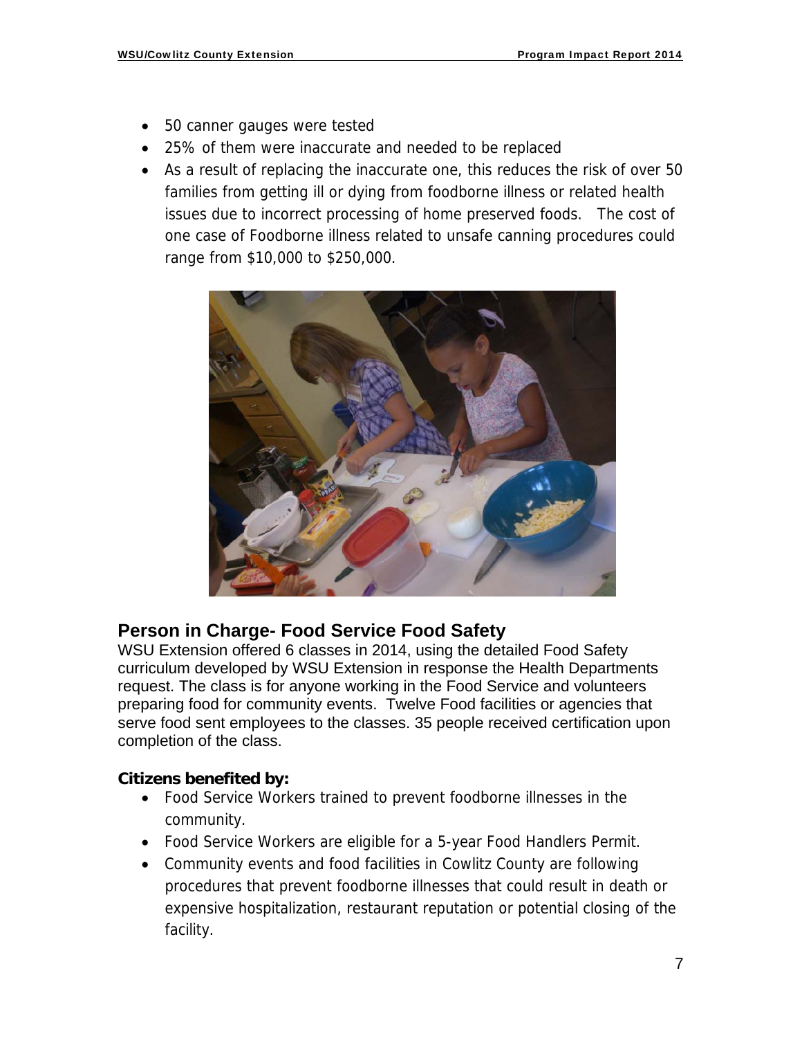- 50 canner gauges were tested
- 25% of them were inaccurate and needed to be replaced
- As a result of replacing the inaccurate one, this reduces the risk of over 50 families from getting ill or dying from foodborne illness or related health issues due to incorrect processing of home preserved foods. The cost of one case of Foodborne illness related to unsafe canning procedures could range from $10,000 to $250,000.

## Person in Charge- Food Service Food Safety

WSU Extension offered 6 classes in 2014, using the detailed Food Safety curriculum developed by WSU Extension in response the Health Departments request. The class is for anyone working in the Food Service and volunteers preparing food for community events. Twelve Food facilities or agencies that serve food sent employees to the classes. 35 people received certification upon completion of the class.

### Citizens benefited by:

- Food Service Workers trained to prevent foodborne illnesses in the community.
- Food Service Workers are eligible for a 5-year Food Handlers Permit.
- Community events and food facilities in Cowlitz County are following procedures that prevent foodborne illnesses that could result in death or expensive hospitalization, restaurant reputation or potential closing of the facility.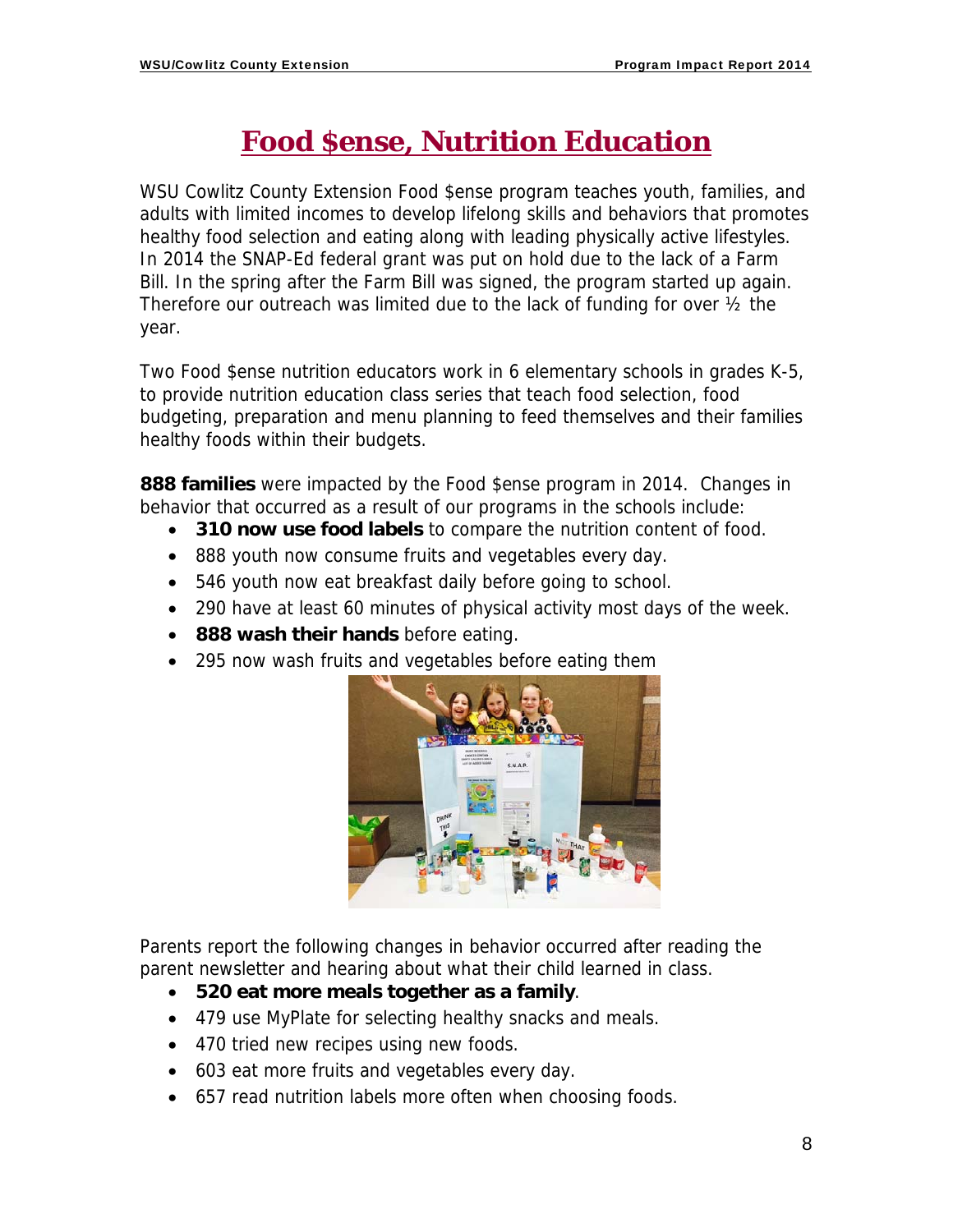# Food $ense, Nutrition Education

WSU Cowlitz County Extension Food $ense program teaches youth, families, and adults with limited incomes to develop lifelong skills and behaviors that promotes healthy food selection and eating along with leading physically active lifestyles. In 2014 the SNAP-Ed federal grant was put on hold due to the lack of a Farm Bill. In the spring after the Farm Bill was signed, the program started up again. Therefore our outreach was limited due to the lack of funding for over ½ the year.

Two Food $ense nutrition educators work in 6 elementary schools in grades K-5, to provide nutrition education class series that teach food selection, food budgeting, preparation and menu planning to feed themselves and their families healthy foods within their budgets.

**888 families** were impacted by the Food $ense program in 2014. Changes in behavior that occurred as a result of our programs in the schools include:

- **310 now use food labels** to compare the nutrition content of food.
- 888 youth now consume fruits and vegetables every day.
- 546 youth now eat breakfast daily before going to school.
- 290 have at least 60 minutes of physical activity most days of the week.
- **888 wash their hands** before eating.
- 295 now wash fruits and vegetables before eating them

Parents report the following changes in behavior occurred after reading the parent newsletter and hearing about what their child learned in class.

- **520 eat more meals together as a family**.
- 479 use MyPlate for selecting healthy snacks and meals.
- 470 tried new recipes using new foods.
- 603 eat more fruits and vegetables every day.
- 657 read nutrition labels more often when choosing foods.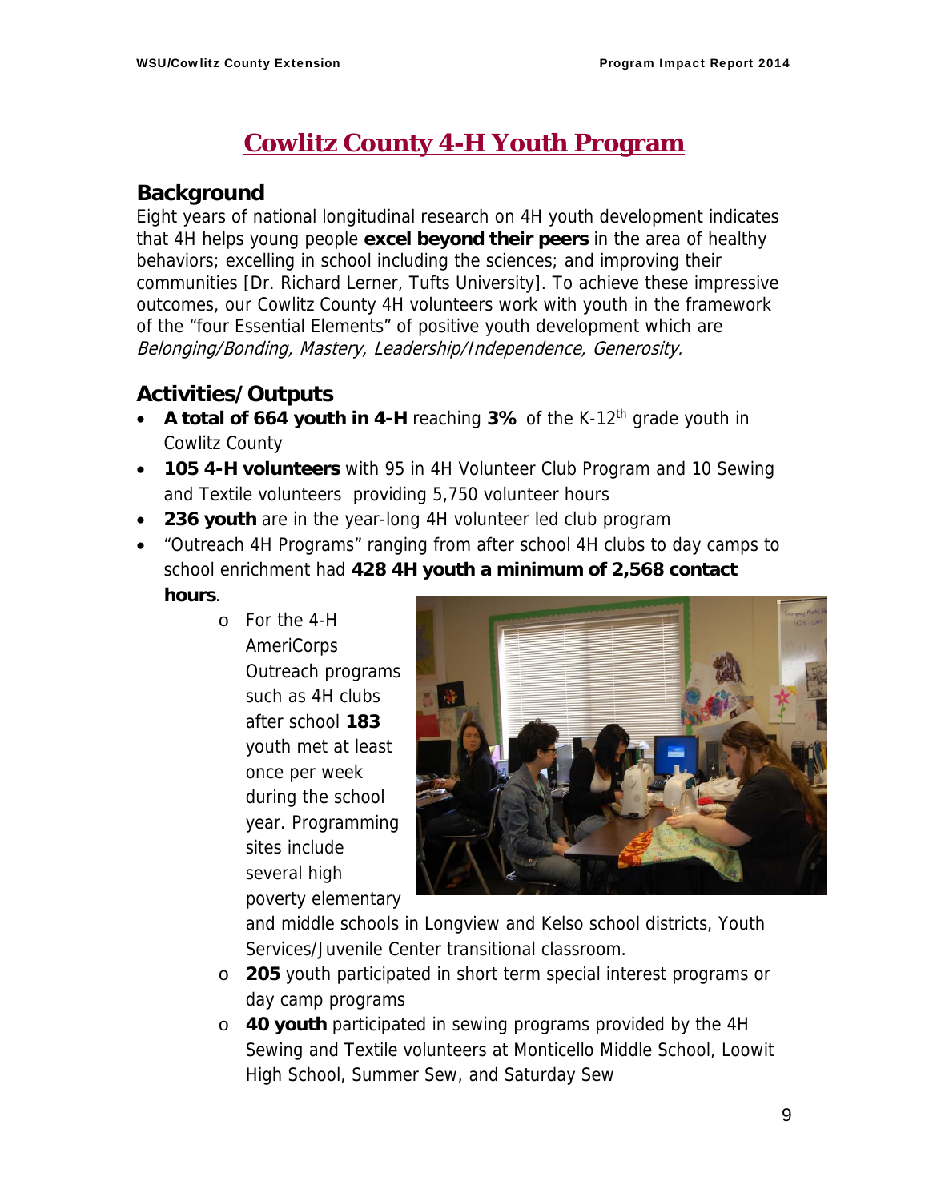# Cowlitz County 4-H Youth Program

## Background

Eight years of national longitudinal research on 4H youth development indicates that 4H helps young people **excel beyond their peers** in the area of healthy behaviors; excelling in school including the sciences; and improving their communities [Dr. Richard Lerner, Tufts University]. To achieve these impressive outcomes, our Cowlitz County 4H volunteers work with youth in the framework of the "four Essential Elements" of positive youth development which are *Belonging/Bonding, Mastery, Leadership/Independence, Generosity.*

## Activities/Outputs

- **A total of 664 youth in 4-H** reaching **3%** of the K-12th grade youth in Cowlitz County
- **105 4-H volunteers** with 95 in 4H Volunteer Club Program and 10 Sewing and Textile volunteers providing 5,750 volunteer hours
- **236 youth** are in the year-long 4H volunteer led club program
- "Outreach 4H Programs" ranging from after school 4H clubs to day camps to school enrichment had **428 4H youth a minimum of 2,568 contact hours**.
  - For the 4-H AmeriCorps Outreach programs such as 4H clubs after school **183** youth met at least once per week during the school year. Programming sites include several high poverty elementary and middle schools in Longview and Kelso school districts, Youth Services/Juvenile Center transitional classroom.
  - **205** youth participated in short term special interest programs or day camp programs
  - **40 youth** participated in sewing programs provided by the 4H Sewing and Textile volunteers at Monticello Middle School, Loowit High School, Summer Sew, and Saturday Sew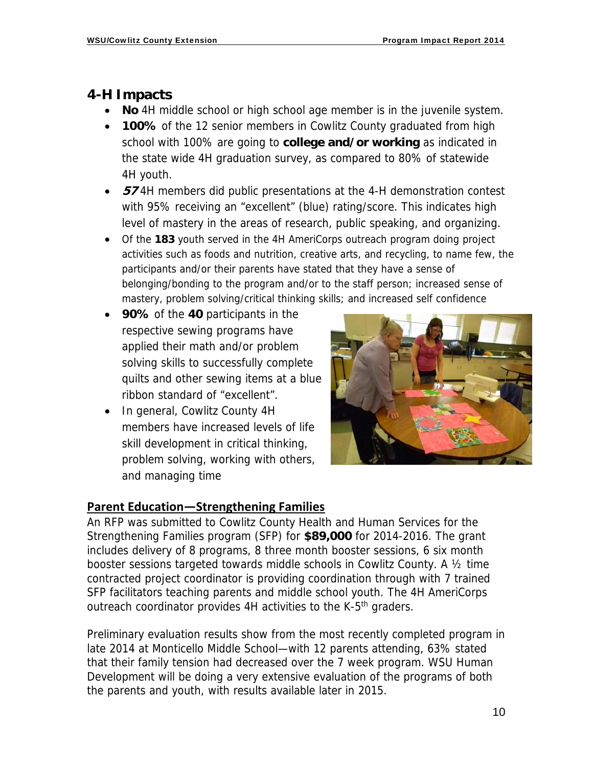## 4-H Impacts

- **No** 4H middle school or high school age member is in the juvenile system.
- **100%** of the 12 senior members in Cowlitz County graduated from high school with 100% are going to **college and/or working** as indicated in the state wide 4H graduation survey, as compared to 80% of statewide 4H youth.
- ***57*** 4H members did public presentations at the 4-H demonstration contest with 95% receiving an "excellent" (blue) rating/score. This indicates high level of mastery in the areas of research, public speaking, and organizing.
- Of the **183** youth served in the 4H AmeriCorps outreach program doing project activities such as foods and nutrition, creative arts, and recycling, to name few, the participants and/or their parents have stated that they have a sense of belonging/bonding to the program and/or to the staff person; increased sense of mastery, problem solving/critical thinking skills; and increased self confidence
- **90%** of the **40** participants in the respective sewing programs have applied their math and/or problem solving skills to successfully complete quilts and other sewing items at a blue ribbon standard of "excellent".
- In general, Cowlitz County 4H members have increased levels of life skill development in critical thinking, problem solving, working with others, and managing time

## Parent Education—Strengthening Families

An RFP was submitted to Cowlitz County Health and Human Services for the Strengthening Families program (SFP) for **$89,000** for 2014-2016. The grant includes delivery of 8 programs, 8 three month booster sessions, 6 six month booster sessions targeted towards middle schools in Cowlitz County. A ½ time contracted project coordinator is providing coordination through with 7 trained SFP facilitators teaching parents and middle school youth. The 4H AmeriCorps outreach coordinator provides 4H activities to the K-5th graders.

Preliminary evaluation results show from the most recently completed program in late 2014 at Monticello Middle School—with 12 parents attending, 63% stated that their family tension had decreased over the 7 week program. WSU Human Development will be doing a very extensive evaluation of the programs of both the parents and youth, with results available later in 2015.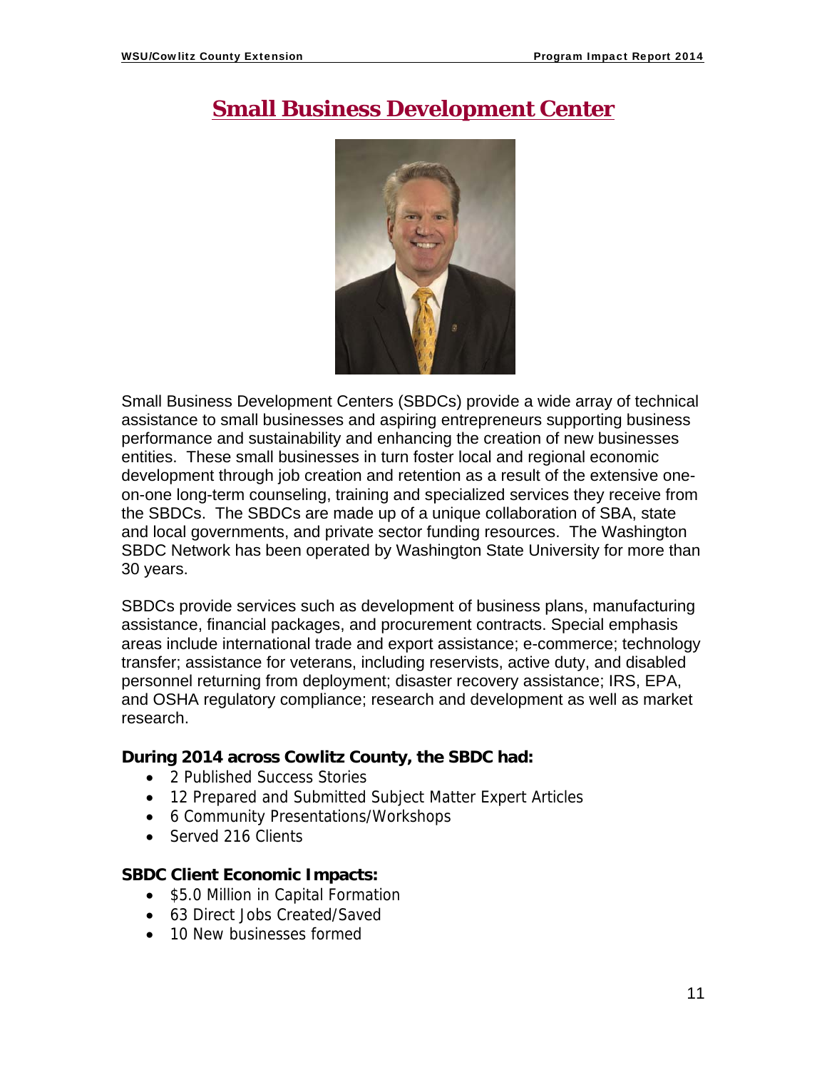# Small Business Development Center

Small Business Development Centers (SBDCs) provide a wide array of technical assistance to small businesses and aspiring entrepreneurs supporting business performance and sustainability and enhancing the creation of new businesses entities. These small businesses in turn foster local and regional economic development through job creation and retention as a result of the extensive one-on-one long-term counseling, training and specialized services they receive from the SBDCs. The SBDCs are made up of a unique collaboration of SBA, state and local governments, and private sector funding resources. The Washington SBDC Network has been operated by Washington State University for more than 30 years.

SBDCs provide services such as development of business plans, manufacturing assistance, financial packages, and procurement contracts. Special emphasis areas include international trade and export assistance; e-commerce; technology transfer; assistance for veterans, including reservists, active duty, and disabled personnel returning from deployment; disaster recovery assistance; IRS, EPA, and OSHA regulatory compliance; research and development as well as market research.

**During 2014 across Cowlitz County, the SBDC had:**

- 2 Published Success Stories
- 12 Prepared and Submitted Subject Matter Expert Articles
- 6 Community Presentations/Workshops
- Served 216 Clients

**SBDC Client Economic Impacts:**

- $5.0 Million in Capital Formation
- 63 Direct Jobs Created/Saved
- 10 New businesses formed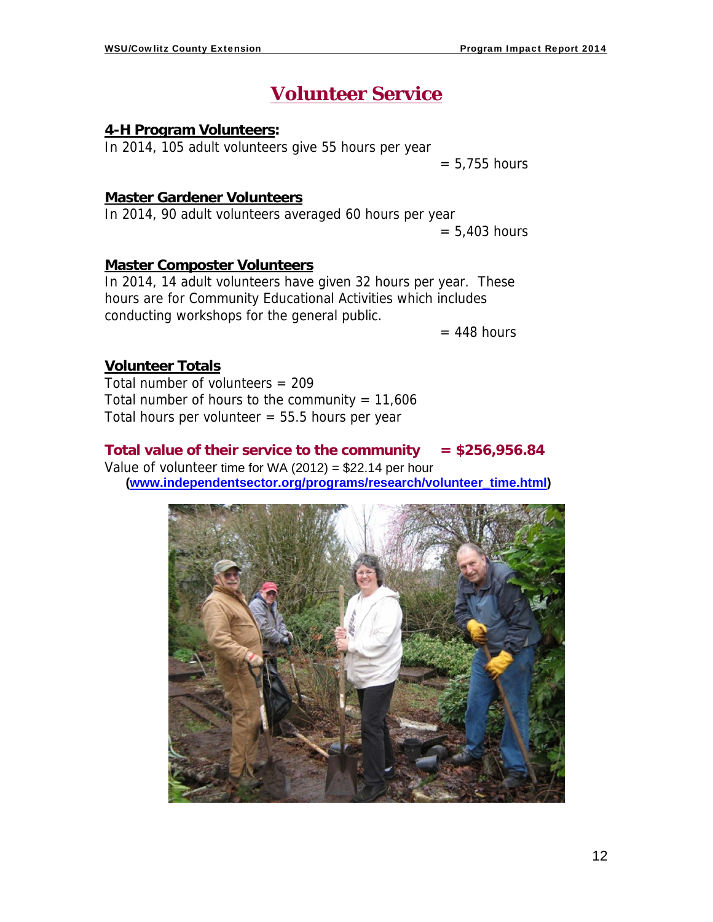# Volunteer Service

**4-H Program Volunteers:**

In 2014, 105 adult volunteers give 55 hours per year
= 5,755 hours

**Master Gardener Volunteers**

In 2014, 90 adult volunteers averaged 60 hours per year
= 5,403 hours

**Master Composter Volunteers**

In 2014, 14 adult volunteers have given 32 hours per year. These hours are for Community Educational Activities which includes conducting workshops for the general public.
= 448 hours

**Volunteer Totals**

Total number of volunteers = 209
Total number of hours to the community = 11,606
Total hours per volunteer = 55.5 hours per year

**Total value of their service to the community = $256,956.84**

Value of volunteer time for WA (2012) = $22.14 per hour
(**www.independentsector.org/programs/research/volunteer_time.html**)